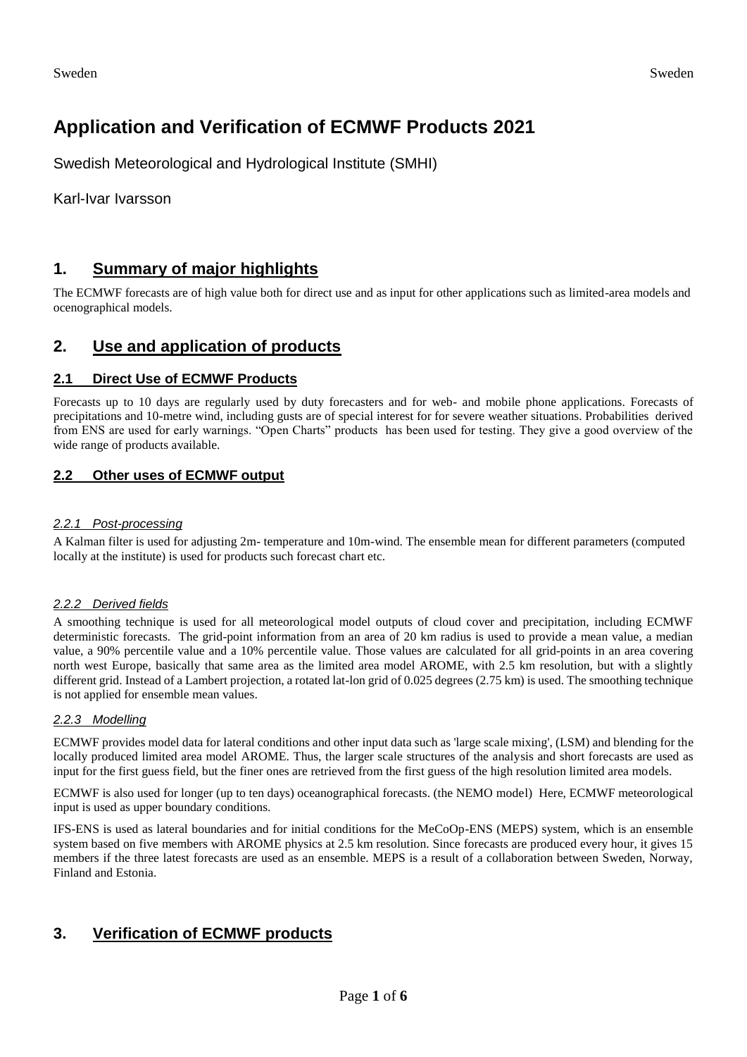# Application and Verification of ECMWF Products 2021

Swedish Meteorological and Hydrological Institute (SMHI)

Karl-Ivar Ivarsson

## 1. Summary of major highlights

The ECMWF forecasts are of high value both for direct use and as input for other applications such as limited-area models and ocenographical models.

## 2. Use and application of products

### 2.1 Direct Use of ECMWF Products

Forecasts up to 10 days are regularly used by duty forecasters and for web- and mobile phone applications. Forecasts of precipitations and 10-metre wind, including gusts are of special interest for for severe weather situations. Probabilities derived from ENS are used for early warnings. "Open Charts" products has been used for testing. They give a good overview of the wide range of products available.

### 2.2 Other uses of ECMWF output

#### *2.2.1 Post-processing*

A Kalman filter is used for adjusting 2m- temperature and 10m-wind. The ensemble mean for different parameters (computed locally at the institute) is used for products such forecast chart etc.

#### *2.2.2 Derived fields*

A smoothing technique is used for all meteorological model outputs of cloud cover and precipitation, including ECMWF deterministic forecasts. The grid-point information from an area of 20 km radius is used to provide a mean value, a median value, a 90% percentile value and a 10% percentile value. Those values are calculated for all grid-points in an area covering north west Europe, basically that same area as the limited area model AROME, with 2.5 km resolution, but with a slightly different grid. Instead of a Lambert projection, a rotated lat-lon grid of 0.025 degrees (2.75 km) is used. The smoothing technique is not applied for ensemble mean values.

#### *2.2.3 Modelling*

ECMWF provides model data for lateral conditions and other input data such as 'large scale mixing', (LSM) and blending for the locally produced limited area model AROME. Thus, the larger scale structures of the analysis and short forecasts are used as input for the first guess field, but the finer ones are retrieved from the first guess of the high resolution limited area models.

ECMWF is also used for longer (up to ten days) oceanographical forecasts. (the NEMO model) Here, ECMWF meteorological input is used as upper boundary conditions.

IFS-ENS is used as lateral boundaries and for initial conditions for the MeCoOp-ENS (MEPS) system, which is an ensemble system based on five members with AROME physics at 2.5 km resolution. Since forecasts are produced every hour, it gives 15 members if the three latest forecasts are used as an ensemble. MEPS is a result of a collaboration between Sweden, Norway, Finland and Estonia.

## 3. Verification of ECMWF products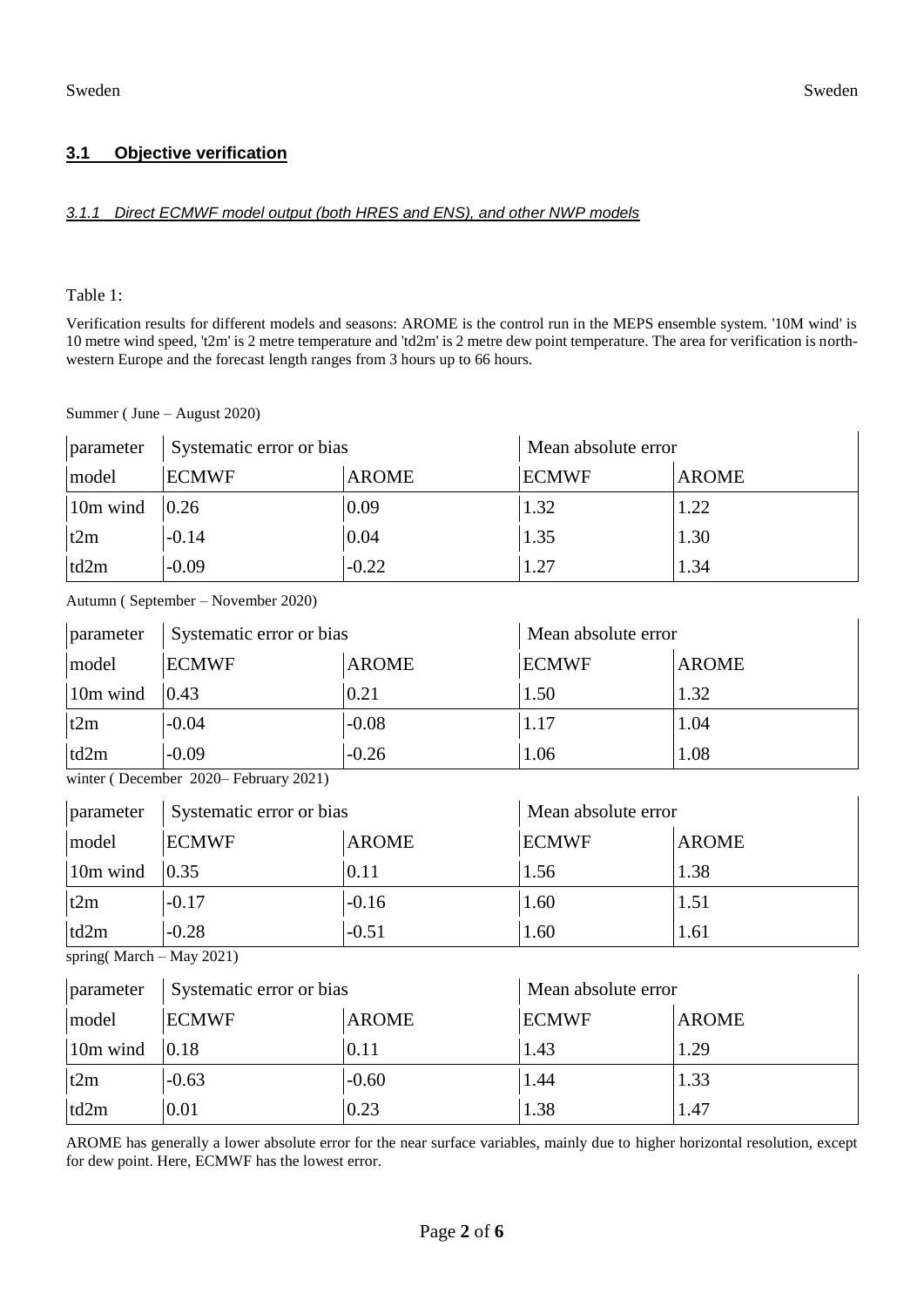### 3.1 Objective verification

#### *3.1.1 Direct ECMWF model output (both HRES and ENS), and other NWP models*

Table 1:

Verification results for different models and seasons: AROME is the control run in the MEPS ensemble system. '10M wind' is 10 metre wind speed, 't2m' is 2 metre temperature and 'td2m' is 2 metre dew point temperature. The area for verification is north-western Europe and the forecast length ranges from 3 hours up to 66 hours.

Summer ( June – August 2020)

| parameter | Systematic error or bias | | Mean absolute error | |
|---|---|---|---|---|
| model | ECMWF | AROME | ECMWF | AROME |
| 10m wind | 0.26 | 0.09 | 1.32 | 1.22 |
| t2m | -0.14 | 0.04 | 1.35 | 1.30 |
| td2m | -0.09 | -0.22 | 1.27 | 1.34 |

Autumn ( September – November 2020)

| parameter | Systematic error or bias | | Mean absolute error | |
|---|---|---|---|---|
| model | ECMWF | AROME | ECMWF | AROME |
| 10m wind | 0.43 | 0.21 | 1.50 | 1.32 |
| t2m | -0.04 | -0.08 | 1.17 | 1.04 |
| td2m | -0.09 | -0.26 | 1.06 | 1.08 |

winter ( December 2020– February 2021)

| parameter | Systematic error or bias | | Mean absolute error | |
|---|---|---|---|---|
| model | ECMWF | AROME | ECMWF | AROME |
| 10m wind | 0.35 | 0.11 | 1.56 | 1.38 |
| t2m | -0.17 | -0.16 | 1.60 | 1.51 |
| td2m | -0.28 | -0.51 | 1.60 | 1.61 |

spring( March – May 2021)

| parameter | Systematic error or bias | | Mean absolute error | |
|---|---|---|---|---|
| model | ECMWF | AROME | ECMWF | AROME |
| 10m wind | 0.18 | 0.11 | 1.43 | 1.29 |
| t2m | -0.63 | -0.60 | 1.44 | 1.33 |
| td2m | 0.01 | 0.23 | 1.38 | 1.47 |

AROME has generally a lower absolute error for the near surface variables, mainly due to higher horizontal resolution, except for dew point. Here, ECMWF has the lowest error.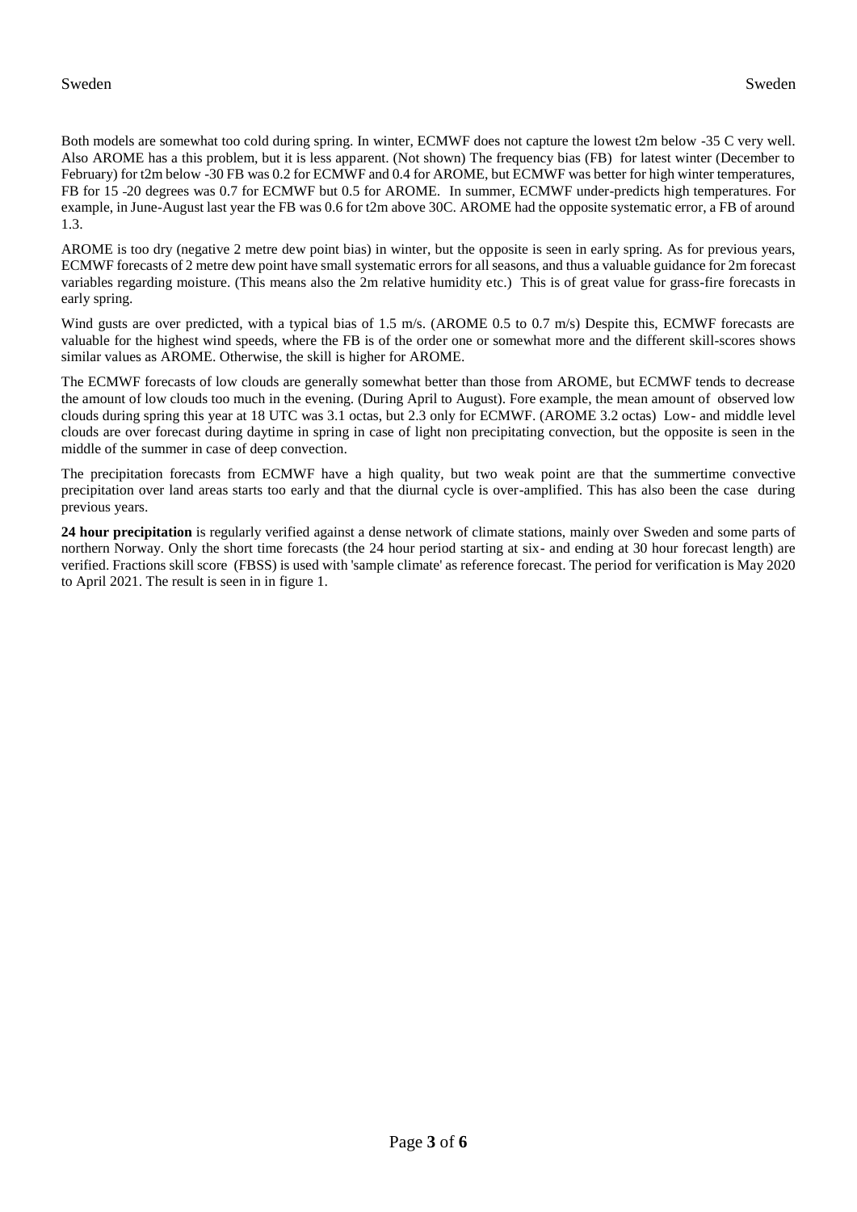Both models are somewhat too cold during spring. In winter, ECMWF does not capture the lowest t2m below -35 C very well. Also AROME has a this problem, but it is less apparent. (Not shown) The frequency bias (FB) for latest winter (December to February) for t2m below -30 FB was 0.2 for ECMWF and 0.4 for AROME, but ECMWF was better for high winter temperatures, FB for 15 -20 degrees was 0.7 for ECMWF but 0.5 for AROME. In summer, ECMWF under-predicts high temperatures. For example, in June-August last year the FB was 0.6 for t2m above 30C. AROME had the opposite systematic error, a FB of around 1.3.

AROME is too dry (negative 2 metre dew point bias) in winter, but the opposite is seen in early spring. As for previous years, ECMWF forecasts of 2 metre dew point have small systematic errors for all seasons, and thus a valuable guidance for 2m forecast variables regarding moisture. (This means also the 2m relative humidity etc.) This is of great value for grass-fire forecasts in early spring.

Wind gusts are over predicted, with a typical bias of 1.5 m/s. (AROME 0.5 to 0.7 m/s) Despite this, ECMWF forecasts are valuable for the highest wind speeds, where the FB is of the order one or somewhat more and the different skill-scores shows similar values as AROME. Otherwise, the skill is higher for AROME.

The ECMWF forecasts of low clouds are generally somewhat better than those from AROME, but ECMWF tends to decrease the amount of low clouds too much in the evening. (During April to August). Fore example, the mean amount of observed low clouds during spring this year at 18 UTC was 3.1 octas, but 2.3 only for ECMWF. (AROME 3.2 octas) Low- and middle level clouds are over forecast during daytime in spring in case of light non precipitating convection, but the opposite is seen in the middle of the summer in case of deep convection.

The precipitation forecasts from ECMWF have a high quality, but two weak point are that the summertime convective precipitation over land areas starts too early and that the diurnal cycle is over-amplified. This has also been the case during previous years.

**24 hour precipitation** is regularly verified against a dense network of climate stations, mainly over Sweden and some parts of northern Norway. Only the short time forecasts (the 24 hour period starting at six- and ending at 30 hour forecast length) are verified. Fractions skill score (FBSS) is used with 'sample climate' as reference forecast. The period for verification is May 2020 to April 2021. The result is seen in in figure 1.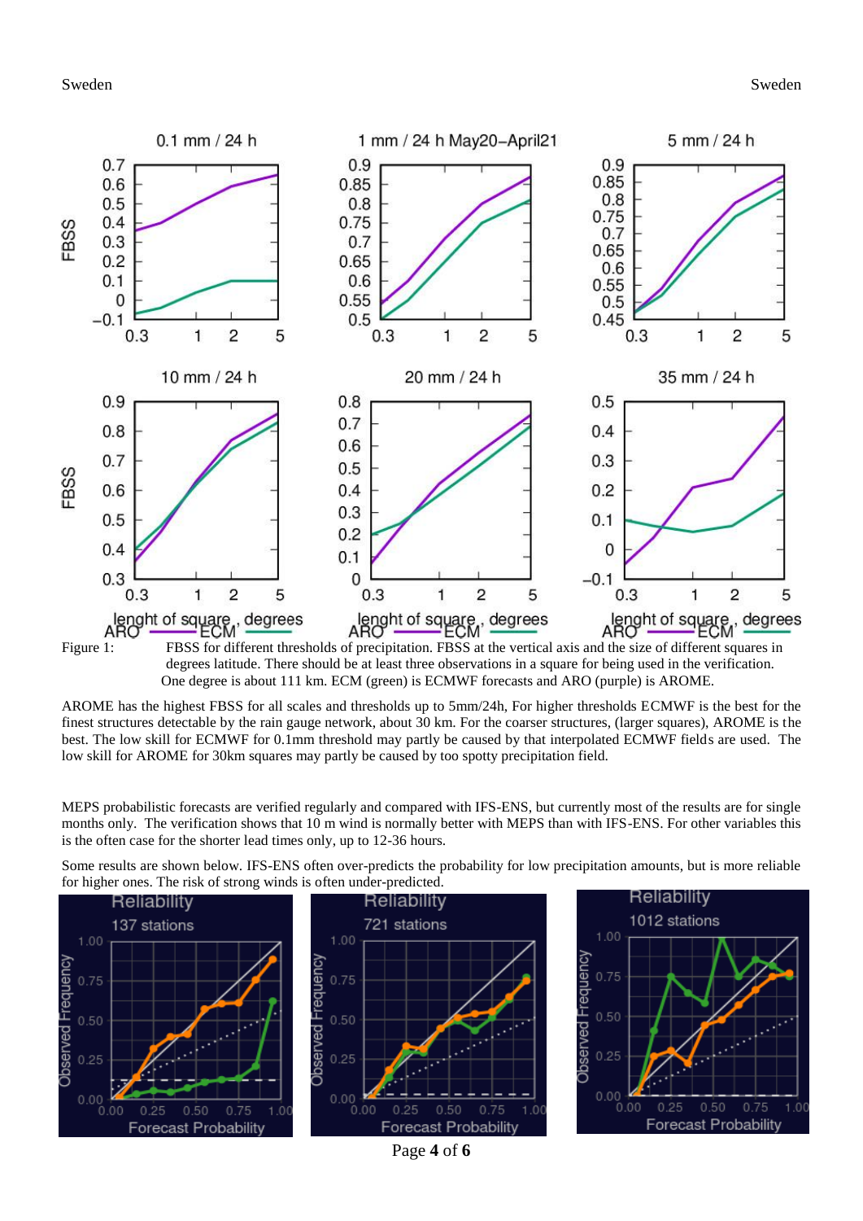Figure 1: FBSS for different thresholds of precipitation. FBSS at the vertical axis and the size of different squares in degrees latitude. There should be at least three observations in a square for being used in the verification. One degree is about 111 km. ECM (green) is ECMWF forecasts and ARO (purple) is AROME.

AROME has the highest FBSS for all scales and thresholds up to 5mm/24h, For higher thresholds ECMWF is the best for the finest structures detectable by the rain gauge network, about 30 km. For the coarser structures, (larger squares), AROME is the best. The low skill for ECMWF for 0.1mm threshold may partly be caused by that interpolated ECMWF fields are used. The low skill for AROME for 30km squares may partly be caused by too spotty precipitation field.

MEPS probabilistic forecasts are verified regularly and compared with IFS-ENS, but currently most of the results are for single months only. The verification shows that 10 m wind is normally better with MEPS than with IFS-ENS. For other variables this is the often case for the shorter lead times only, up to 12-36 hours.

Some results are shown below. IFS-ENS often over-predicts the probability for low precipitation amounts, but is more reliable for higher ones. The risk of strong winds is often under-predicted.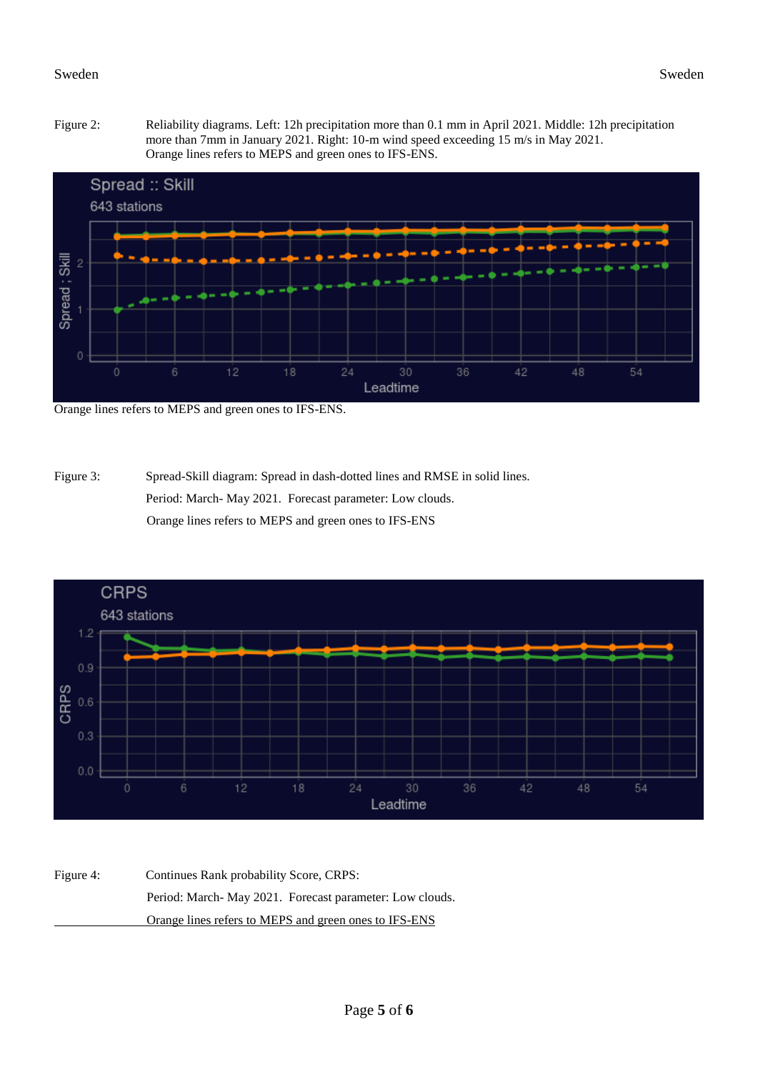Figure 2: Reliability diagrams. Left: 12h precipitation more than 0.1 mm in April 2021. Middle: 12h precipitation more than 7mm in January 2021. Right: 10-m wind speed exceeding 15 m/s in May 2021. Orange lines refers to MEPS and green ones to IFS-ENS.

Orange lines refers to MEPS and green ones to IFS-ENS.

Figure 3: Spread-Skill diagram: Spread in dash-dotted lines and RMSE in solid lines.
Period: March- May 2021. Forecast parameter: Low clouds.
Orange lines refers to MEPS and green ones to IFS-ENS

Figure 4: Continues Rank probability Score, CRPS:
Period: March- May 2021. Forecast parameter: Low clouds.
Orange lines refers to MEPS and green ones to IFS-ENS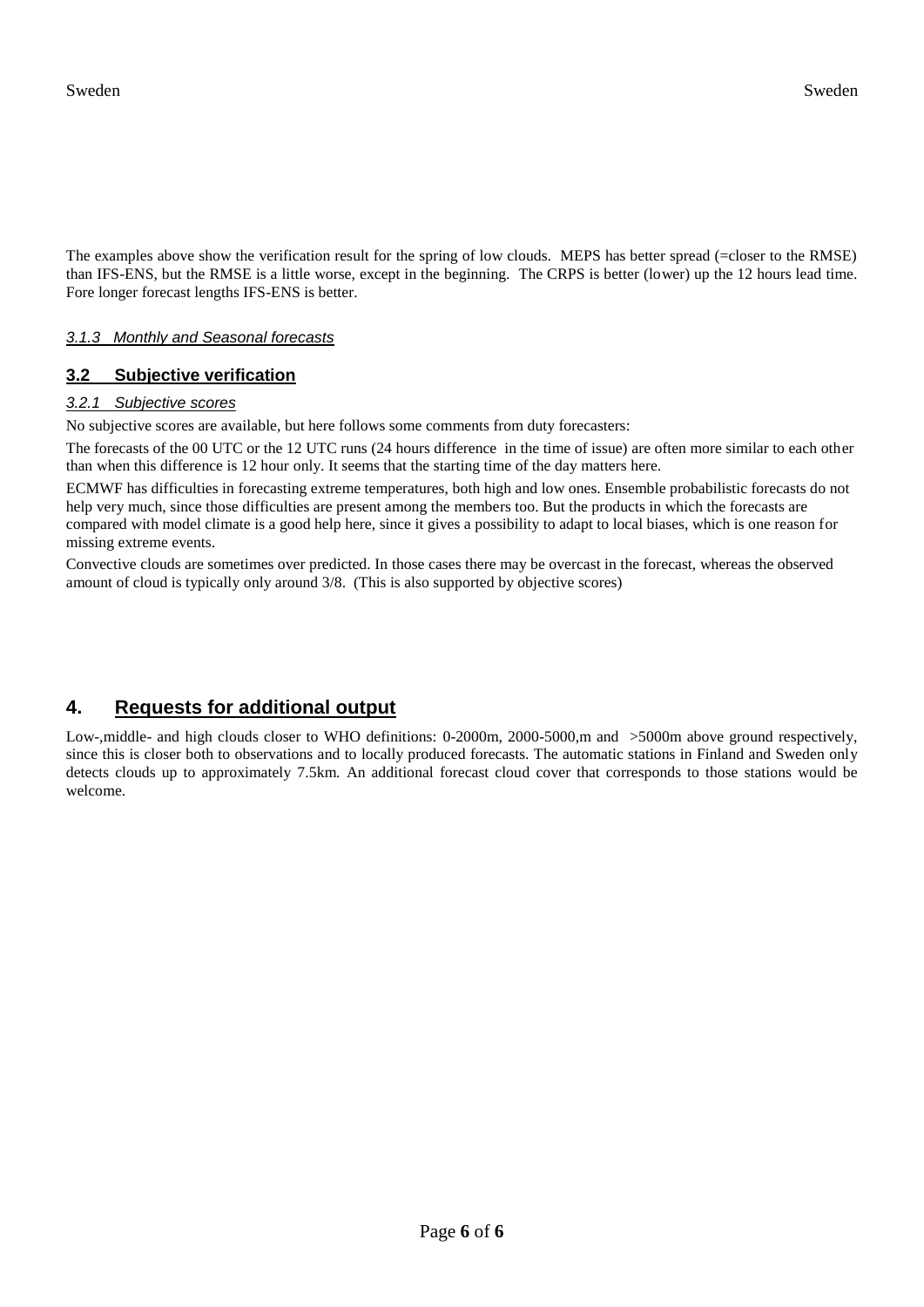The examples above show the verification result for the spring of low clouds. MEPS has better spread (=closer to the RMSE) than IFS-ENS, but the RMSE is a little worse, except in the beginning. The CRPS is better (lower) up the 12 hours lead time. Fore longer forecast lengths IFS-ENS is better.

#### *3.1.3 Monthly and Seasonal forecasts*

### 3.2 Subjective verification

#### *3.2.1 Subjective scores*

No subjective scores are available, but here follows some comments from duty forecasters:

The forecasts of the 00 UTC or the 12 UTC runs (24 hours difference in the time of issue) are often more similar to each other than when this difference is 12 hour only. It seems that the starting time of the day matters here.

ECMWF has difficulties in forecasting extreme temperatures, both high and low ones. Ensemble probabilistic forecasts do not help very much, since those difficulties are present among the members too. But the products in which the forecasts are compared with model climate is a good help here, since it gives a possibility to adapt to local biases, which is one reason for missing extreme events.

Convective clouds are sometimes over predicted. In those cases there may be overcast in the forecast, whereas the observed amount of cloud is typically only around 3/8. (This is also supported by objective scores)

## 4. Requests for additional output

Low-,middle- and high clouds closer to WHO definitions: 0-2000m, 2000-5000,m and >5000m above ground respectively, since this is closer both to observations and to locally produced forecasts. The automatic stations in Finland and Sweden only detects clouds up to approximately 7.5km. An additional forecast cloud cover that corresponds to those stations would be welcome.